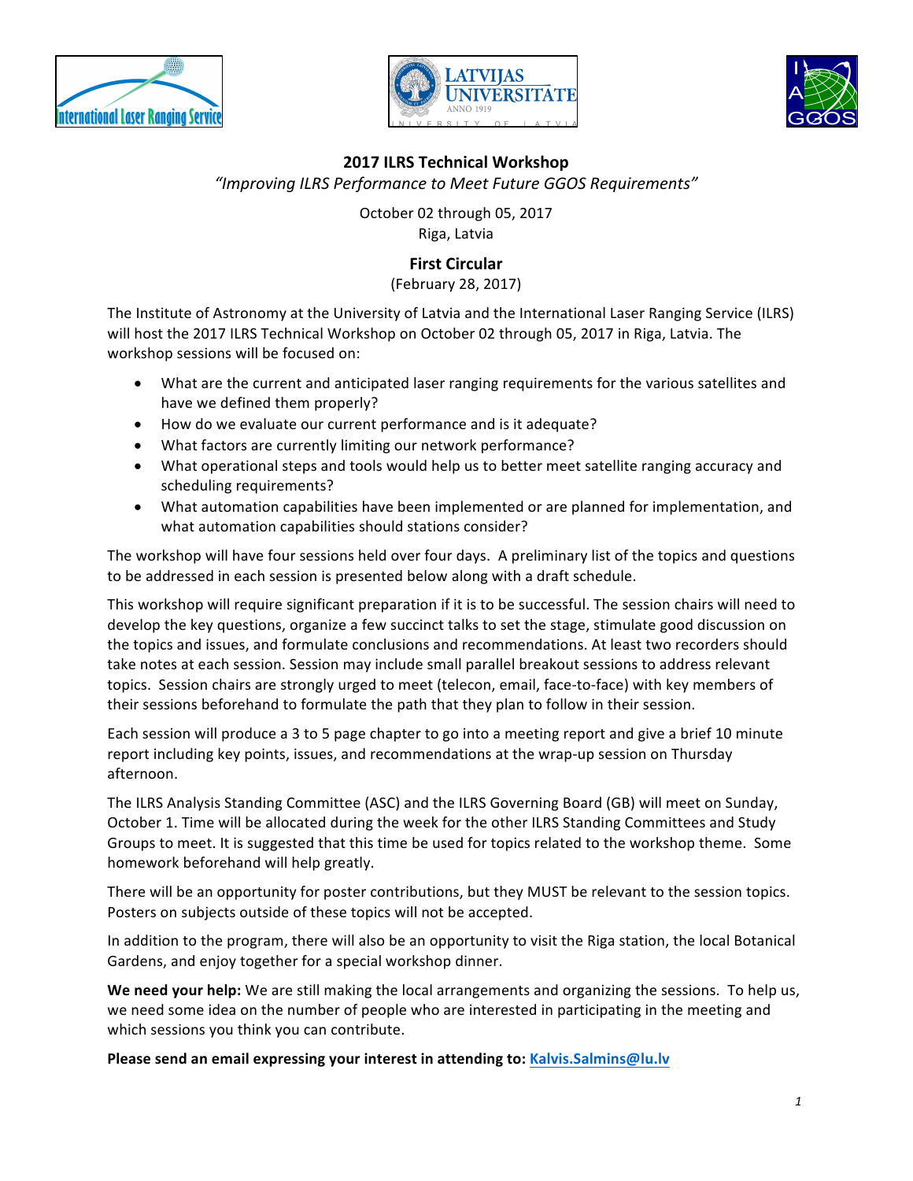# 2017 ILRS Technical Workshop

*"Improving ILRS Performance to Meet Future GGOS Requirements"*

October 02 through 05, 2017
Riga, Latvia

## First Circular

(February 28, 2017)

The Institute of Astronomy at the University of Latvia and the International Laser Ranging Service (ILRS) will host the 2017 ILRS Technical Workshop on October 02 through 05, 2017 in Riga, Latvia. The workshop sessions will be focused on:

- What are the current and anticipated laser ranging requirements for the various satellites and have we defined them properly?
- How do we evaluate our current performance and is it adequate?
- What factors are currently limiting our network performance?
- What operational steps and tools would help us to better meet satellite ranging accuracy and scheduling requirements?
- What automation capabilities have been implemented or are planned for implementation, and what automation capabilities should stations consider?

The workshop will have four sessions held over four days. A preliminary list of the topics and questions to be addressed in each session is presented below along with a draft schedule.

This workshop will require significant preparation if it is to be successful. The session chairs will need to develop the key questions, organize a few succinct talks to set the stage, stimulate good discussion on the topics and issues, and formulate conclusions and recommendations. At least two recorders should take notes at each session. Session may include small parallel breakout sessions to address relevant topics. Session chairs are strongly urged to meet (telecon, email, face-to-face) with key members of their sessions beforehand to formulate the path that they plan to follow in their session.

Each session will produce a 3 to 5 page chapter to go into a meeting report and give a brief 10 minute report including key points, issues, and recommendations at the wrap-up session on Thursday afternoon.

The ILRS Analysis Standing Committee (ASC) and the ILRS Governing Board (GB) will meet on Sunday, October 1. Time will be allocated during the week for the other ILRS Standing Committees and Study Groups to meet. It is suggested that this time be used for topics related to the workshop theme. Some homework beforehand will help greatly.

There will be an opportunity for poster contributions, but they MUST be relevant to the session topics. Posters on subjects outside of these topics will not be accepted.

In addition to the program, there will also be an opportunity to visit the Riga station, the local Botanical Gardens, and enjoy together for a special workshop dinner.

**We need your help:** We are still making the local arrangements and organizing the sessions. To help us, we need some idea on the number of people who are interested in participating in the meeting and which sessions you think you can contribute.

**Please send an email expressing your interest in attending to: Kalvis.Salmins@lu.lv**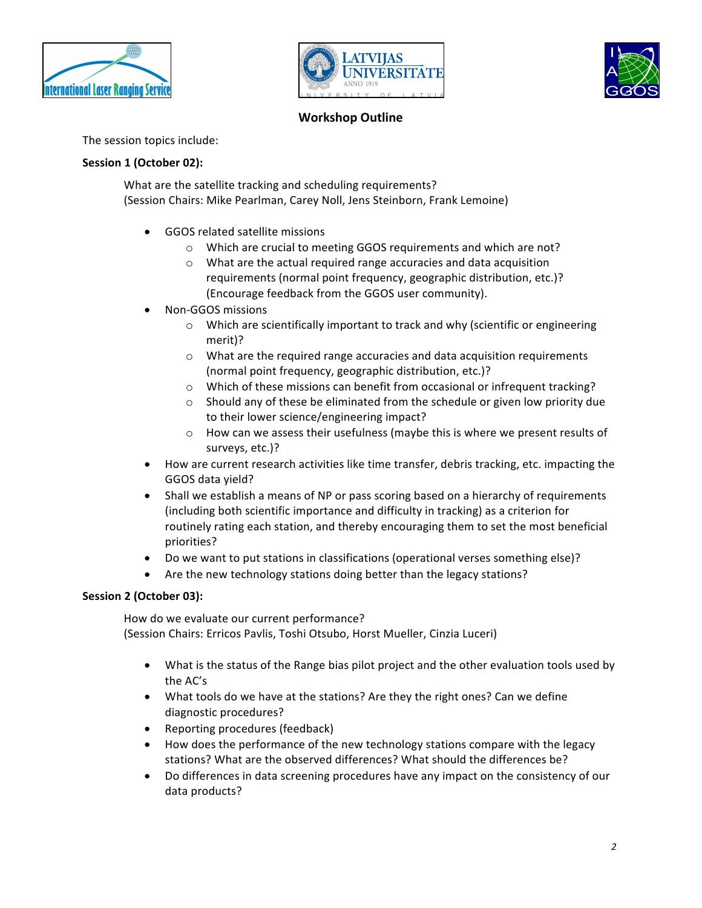## Workshop Outline

The session topics include:

**Session 1 (October 02):**

What are the satellite tracking and scheduling requirements?
(Session Chairs: Mike Pearlman, Carey Noll, Jens Steinborn, Frank Lemoine)

- GGOS related satellite missions
  - Which are crucial to meeting GGOS requirements and which are not?
  - What are the actual required range accuracies and data acquisition requirements (normal point frequency, geographic distribution, etc.)? (Encourage feedback from the GGOS user community).
- Non-GGOS missions
  - Which are scientifically important to track and why (scientific or engineering merit)?
  - What are the required range accuracies and data acquisition requirements (normal point frequency, geographic distribution, etc.)?
  - Which of these missions can benefit from occasional or infrequent tracking?
  - Should any of these be eliminated from the schedule or given low priority due to their lower science/engineering impact?
  - How can we assess their usefulness (maybe this is where we present results of surveys, etc.)?
- How are current research activities like time transfer, debris tracking, etc. impacting the GGOS data yield?
- Shall we establish a means of NP or pass scoring based on a hierarchy of requirements (including both scientific importance and difficulty in tracking) as a criterion for routinely rating each station, and thereby encouraging them to set the most beneficial priorities?
- Do we want to put stations in classifications (operational verses something else)?
- Are the new technology stations doing better than the legacy stations?

**Session 2 (October 03):**

How do we evaluate our current performance?
(Session Chairs: Erricos Pavlis, Toshi Otsubo, Horst Mueller, Cinzia Luceri)

- What is the status of the Range bias pilot project and the other evaluation tools used by the AC's
- What tools do we have at the stations? Are they the right ones? Can we define diagnostic procedures?
- Reporting procedures (feedback)
- How does the performance of the new technology stations compare with the legacy stations? What are the observed differences? What should the differences be?
- Do differences in data screening procedures have any impact on the consistency of our data products?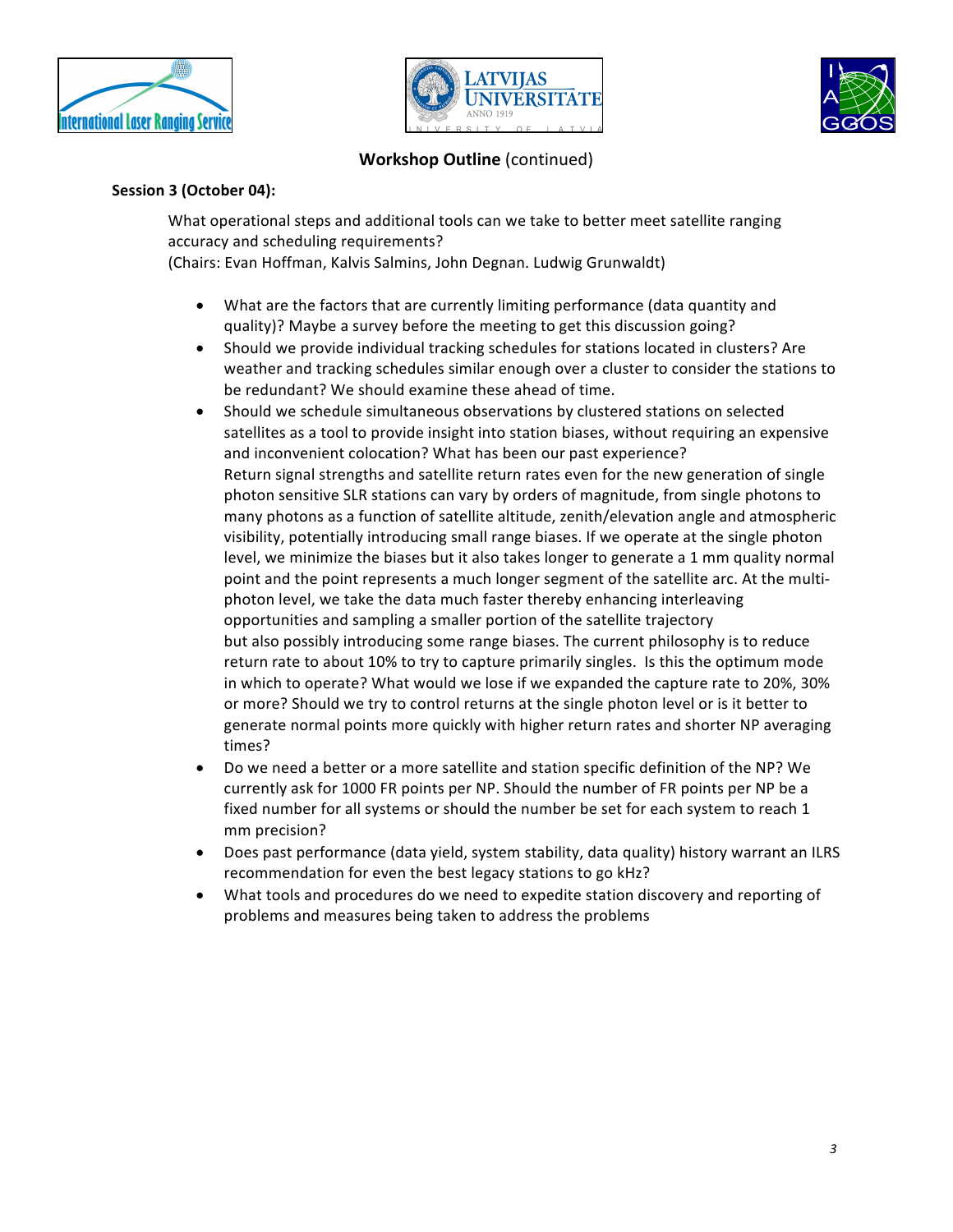## Workshop Outline (continued)

**Session 3 (October 04):**

What operational steps and additional tools can we take to better meet satellite ranging accuracy and scheduling requirements?
(Chairs: Evan Hoffman, Kalvis Salmins, John Degnan. Ludwig Grunwaldt)

- What are the factors that are currently limiting performance (data quantity and quality)? Maybe a survey before the meeting to get this discussion going?
- Should we provide individual tracking schedules for stations located in clusters? Are weather and tracking schedules similar enough over a cluster to consider the stations to be redundant? We should examine these ahead of time.
- Should we schedule simultaneous observations by clustered stations on selected satellites as a tool to provide insight into station biases, without requiring an expensive and inconvenient colocation? What has been our past experience?
  Return signal strengths and satellite return rates even for the new generation of single photon sensitive SLR stations can vary by orders of magnitude, from single photons to many photons as a function of satellite altitude, zenith/elevation angle and atmospheric visibility, potentially introducing small range biases. If we operate at the single photon level, we minimize the biases but it also takes longer to generate a 1 mm quality normal point and the point represents a much longer segment of the satellite arc. At the multi-photon level, we take the data much faster thereby enhancing interleaving opportunities and sampling a smaller portion of the satellite trajectory but also possibly introducing some range biases. The current philosophy is to reduce return rate to about 10% to try to capture primarily singles. Is this the optimum mode in which to operate? What would we lose if we expanded the capture rate to 20%, 30% or more? Should we try to control returns at the single photon level or is it better to generate normal points more quickly with higher return rates and shorter NP averaging times?
- Do we need a better or a more satellite and station specific definition of the NP? We currently ask for 1000 FR points per NP. Should the number of FR points per NP be a fixed number for all systems or should the number be set for each system to reach 1 mm precision?
- Does past performance (data yield, system stability, data quality) history warrant an ILRS recommendation for even the best legacy stations to go kHz?
- What tools and procedures do we need to expedite station discovery and reporting of problems and measures being taken to address the problems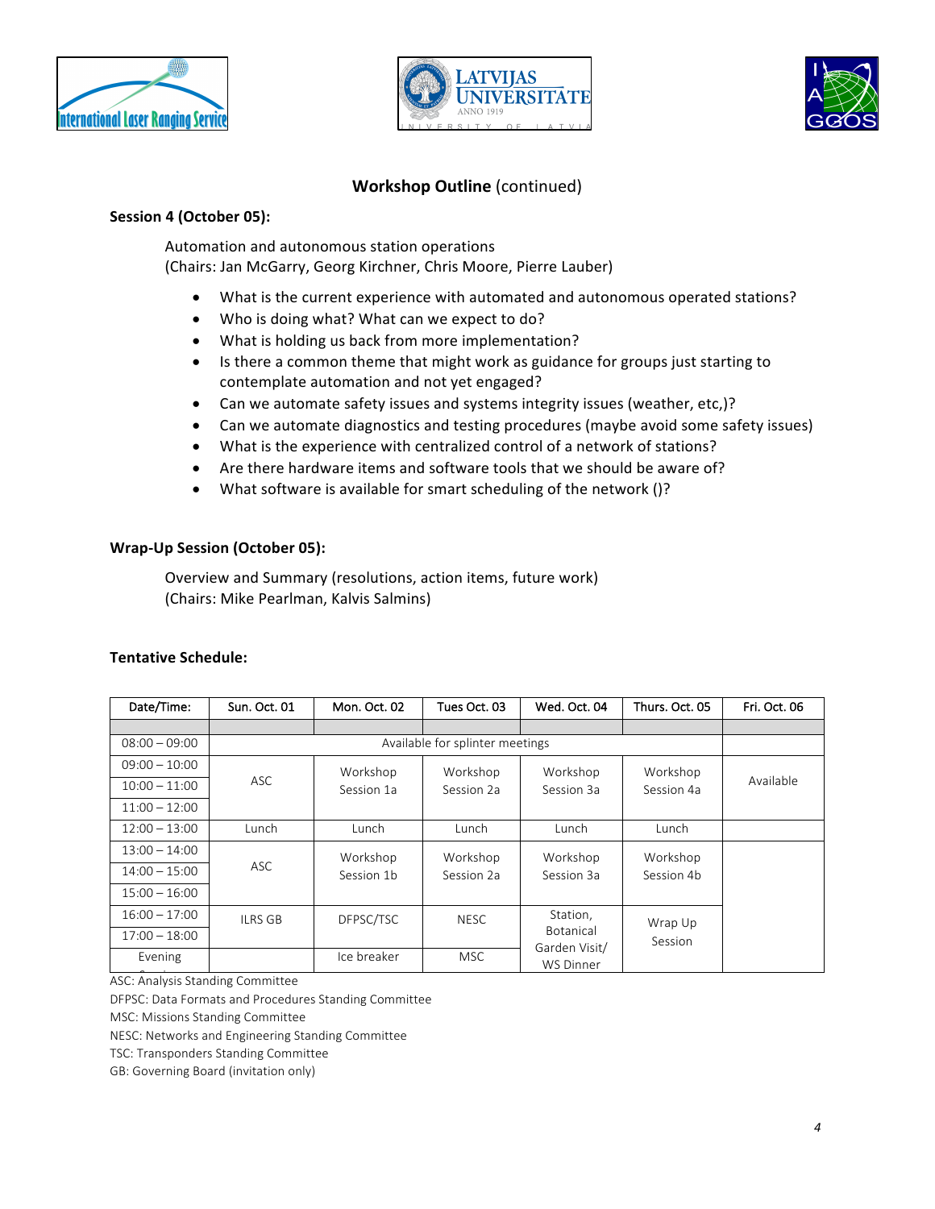## Workshop Outline (continued)

**Session 4 (October 05):**

Automation and autonomous station operations
(Chairs: Jan McGarry, Georg Kirchner, Chris Moore, Pierre Lauber)

- What is the current experience with automated and autonomous operated stations?
- Who is doing what? What can we expect to do?
- What is holding us back from more implementation?
- Is there a common theme that might work as guidance for groups just starting to contemplate automation and not yet engaged?
- Can we automate safety issues and systems integrity issues (weather, etc,)?
- Can we automate diagnostics and testing procedures (maybe avoid some safety issues)
- What is the experience with centralized control of a network of stations?
- Are there hardware items and software tools that we should be aware of?
- What software is available for smart scheduling of the network ()?

**Wrap-Up Session (October 05):**

Overview and Summary (resolutions, action items, future work)
(Chairs: Mike Pearlman, Kalvis Salmins)

**Tentative Schedule:**

| Date/Time: | Sun. Oct. 01 | Mon. Oct. 02 | Tues Oct. 03 | Wed. Oct. 04 | Thurs. Oct. 05 | Fri. Oct. 06 |
|---|---|---|---|---|---|---|
| | | | | | | |
| 08:00 – 09:00 | Available for splinter meetings | | | | | |
| 09:00 – 10:00 | ASC | Workshop Session 1a | Workshop Session 2a | Workshop Session 3a | Workshop Session 4a | Available |
| 10:00 – 11:00 | | | | | | |
| 11:00 – 12:00 | | | | | | |
| 12:00 – 13:00 | Lunch | Lunch | Lunch | Lunch | Lunch | |
| 13:00 – 14:00 | ASC | Workshop Session 1b | Workshop Session 2a | Workshop Session 3a | Workshop Session 4b | |
| 14:00 – 15:00 | | | | | | |
| 15:00 – 16:00 | | | | | | |
| 16:00 – 17:00 | ILRS GB | DFPSC/TSC | NESC | Station, Botanical Garden Visit/ WS Dinner | Wrap Up Session | |
| 17:00 – 18:00 | | | | | | |
| Evening | | Ice breaker | MSC | | | |

ASC: Analysis Standing Committee
DFPSC: Data Formats and Procedures Standing Committee
MSC: Missions Standing Committee
NESC: Networks and Engineering Standing Committee
TSC: Transponders Standing Committee
GB: Governing Board (invitation only)